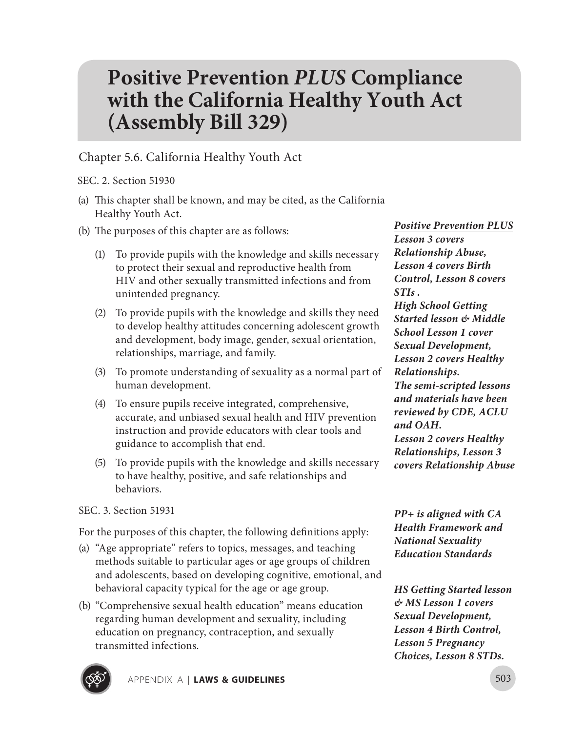# Positive Prevention *PLUS* Compliance with the California Healthy Youth Act (Assembly Bill 329)

## Chapter 5.6. California Healthy Youth Act

SEC. 2. Section 51930

(a) This chapter shall be known, and may be cited, as the California Healthy Youth Act.

(b) The purposes of this chapter are as follows:

(1) To provide pupils with the knowledge and skills necessary to protect their sexual and reproductive health from HIV and other sexually transmitted infections and from unintended pregnancy.

(2) To provide pupils with the knowledge and skills they need to develop healthy attitudes concerning adolescent growth and development, body image, gender, sexual orientation, relationships, marriage, and family.

(3) To promote understanding of sexuality as a normal part of human development.

(4) To ensure pupils receive integrated, comprehensive, accurate, and unbiased sexual health and HIV prevention instruction and provide educators with clear tools and guidance to accomplish that end.

(5) To provide pupils with the knowledge and skills necessary to have healthy, positive, and safe relationships and behaviors.

***<u>Positive Prevention PLUS</u>* Lesson 3 covers Relationship Abuse, Lesson 4 covers Birth Control, Lesson 8 covers STIs .**
***High School Getting Started lesson & Middle School Lesson 1 cover Sexual Development, Lesson 2 covers Healthy Relationships.***
***The semi-scripted lessons and materials have been reviewed by CDE, ACLU and OAH.***
***Lesson 2 covers Healthy Relationships, Lesson 3 covers Relationship Abuse***

SEC. 3. Section 51931

For the purposes of this chapter, the following definitions apply:

(a) "Age appropriate" refers to topics, messages, and teaching methods suitable to particular ages or age groups of children and adolescents, based on developing cognitive, emotional, and behavioral capacity typical for the age or age group.

***PP+ is aligned with CA Health Framework and National Sexuality Education Standards***

(b) "Comprehensive sexual health education" means education regarding human development and sexuality, including education on pregnancy, contraception, and sexually transmitted infections.

***HS Getting Started lesson & MS Lesson 1 covers Sexual Development, Lesson 4 Birth Control, Lesson 5 Pregnancy Choices, Lesson 8 STDs.***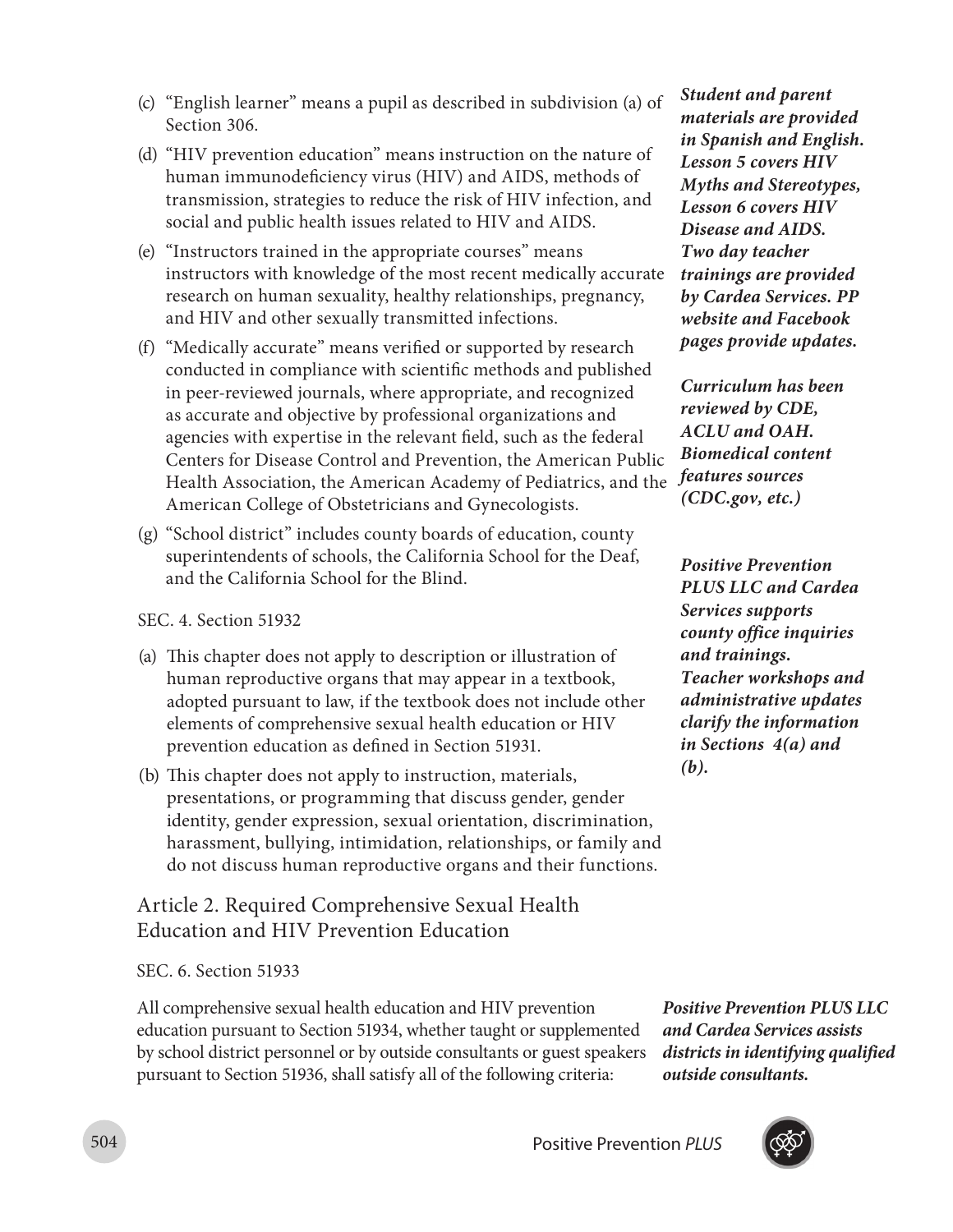(c) "English learner" means a pupil as described in subdivision (a) of Section 306.

(d) "HIV prevention education" means instruction on the nature of human immunodeficiency virus (HIV) and AIDS, methods of transmission, strategies to reduce the risk of HIV infection, and social and public health issues related to HIV and AIDS.

(e) "Instructors trained in the appropriate courses" means instructors with knowledge of the most recent medically accurate research on human sexuality, healthy relationships, pregnancy, and HIV and other sexually transmitted infections.

(f) "Medically accurate" means verified or supported by research conducted in compliance with scientific methods and published in peer-reviewed journals, where appropriate, and recognized as accurate and objective by professional organizations and agencies with expertise in the relevant field, such as the federal Centers for Disease Control and Prevention, the American Public Health Association, the American Academy of Pediatrics, and the American College of Obstetricians and Gynecologists.

(g) "School district" includes county boards of education, county superintendents of schools, the California School for the Deaf, and the California School for the Blind.

***Student and parent materials are provided in Spanish and English. Lesson 5 covers HIV Myths and Stereotypes, Lesson 6 covers HIV Disease and AIDS. Two day teacher trainings are provided by Cardea Services. PP website and Facebook pages provide updates.***

***Curriculum has been reviewed by CDE, ACLU and OAH. Biomedical content features sources (CDC.gov, etc.)***

SEC. 4. Section 51932

(a) This chapter does not apply to description or illustration of human reproductive organs that may appear in a textbook, adopted pursuant to law, if the textbook does not include other elements of comprehensive sexual health education or HIV prevention education as defined in Section 51931.

(b) This chapter does not apply to instruction, materials, presentations, or programming that discuss gender, gender identity, gender expression, sexual orientation, discrimination, harassment, bullying, intimidation, relationships, or family and do not discuss human reproductive organs and their functions.

***Positive Prevention PLUS LLC and Cardea Services supports county office inquiries and trainings. Teacher workshops and administrative updates clarify the information in Sections 4(a) and (b).***

## Article 2. Required Comprehensive Sexual Health Education and HIV Prevention Education

SEC. 6. Section 51933

All comprehensive sexual health education and HIV prevention education pursuant to Section 51934, whether taught or supplemented by school district personnel or by outside consultants or guest speakers pursuant to Section 51936, shall satisfy all of the following criteria:

***Positive Prevention PLUS LLC and Cardea Services assists districts in identifying qualified outside consultants.***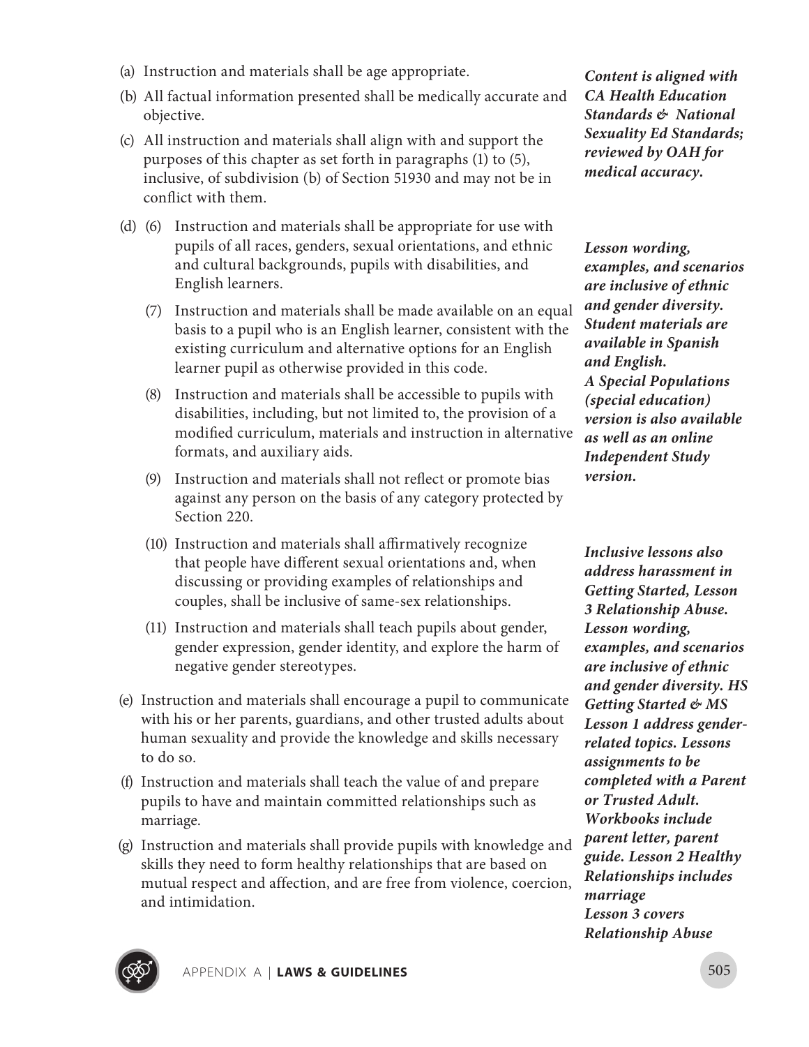(a) Instruction and materials shall be age appropriate.

(b) All factual information presented shall be medically accurate and objective.

(c) All instruction and materials shall align with and support the purposes of this chapter as set forth in paragraphs (1) to (5), inclusive, of subdivision (b) of Section 51930 and may not be in conflict with them.

***Content is aligned with CA Health Education Standards & National Sexuality Ed Standards; reviewed by OAH for medical accuracy.***

(d) (6) Instruction and materials shall be appropriate for use with pupils of all races, genders, sexual orientations, and ethnic and cultural backgrounds, pupils with disabilities, and English learners.

(7) Instruction and materials shall be made available on an equal basis to a pupil who is an English learner, consistent with the existing curriculum and alternative options for an English learner pupil as otherwise provided in this code.

(8) Instruction and materials shall be accessible to pupils with disabilities, including, but not limited to, the provision of a modified curriculum, materials and instruction in alternative formats, and auxiliary aids.

(9) Instruction and materials shall not reflect or promote bias against any person on the basis of any category protected by Section 220.

***Lesson wording, examples, and scenarios are inclusive of ethnic and gender diversity. Student materials are available in Spanish and English. A Special Populations (special education) version is also available as well as an online Independent Study version.***

(10) Instruction and materials shall affirmatively recognize that people have different sexual orientations and, when discussing or providing examples of relationships and couples, shall be inclusive of same-sex relationships.

(11) Instruction and materials shall teach pupils about gender, gender expression, gender identity, and explore the harm of negative gender stereotypes.

(e) Instruction and materials shall encourage a pupil to communicate with his or her parents, guardians, and other trusted adults about human sexuality and provide the knowledge and skills necessary to do so.

(f) Instruction and materials shall teach the value of and prepare pupils to have and maintain committed relationships such as marriage.

(g) Instruction and materials shall provide pupils with knowledge and skills they need to form healthy relationships that are based on mutual respect and affection, and are free from violence, coercion, and intimidation.

***Inclusive lessons also address harassment in Getting Started, Lesson 3 Relationship Abuse. Lesson wording, examples, and scenarios are inclusive of ethnic and gender diversity. HS Getting Started & MS Lesson 1 address gender-related topics. Lessons assignments to be completed with a Parent or Trusted Adult. Workbooks include parent letter, parent guide. Lesson 2 Healthy Relationships includes marriage***
***Lesson 3 covers Relationship Abuse***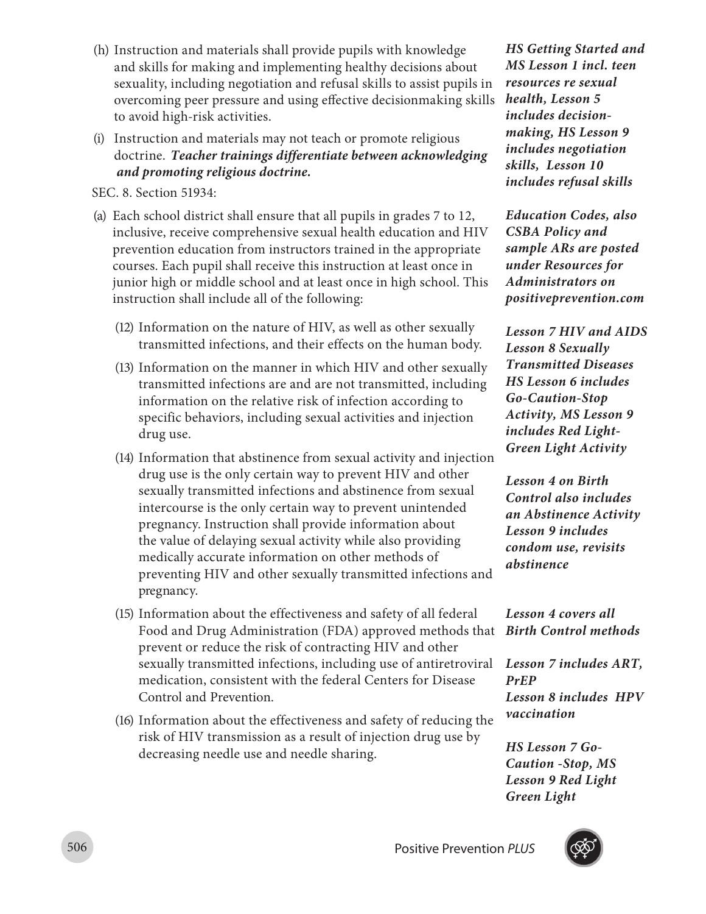(h) Instruction and materials shall provide pupils with knowledge and skills for making and implementing healthy decisions about sexuality, including negotiation and refusal skills to assist pupils in overcoming peer pressure and using effective decisionmaking skills to avoid high-risk activities.

***HS Getting Started and MS Lesson 1 incl. teen resources re sexual health, Lesson 5 includes decision-making, HS Lesson 9 includes negotiation skills, Lesson 10 includes refusal skills***

(i) Instruction and materials may not teach or promote religious doctrine. ***Teacher trainings differentiate between acknowledging and promoting religious doctrine.***

SEC. 8. Section 51934:

(a) Each school district shall ensure that all pupils in grades 7 to 12, inclusive, receive comprehensive sexual health education and HIV prevention education from instructors trained in the appropriate courses. Each pupil shall receive this instruction at least once in junior high or middle school and at least once in high school. This instruction shall include all of the following:

***Education Codes, also CSBA Policy and sample ARs are posted under Resources for Administrators on positiveprevention.com***

(12) Information on the nature of HIV, as well as other sexually transmitted infections, and their effects on the human body.

***Lesson 7 HIV and AIDS Lesson 8 Sexually Transmitted Diseases***

(13) Information on the manner in which HIV and other sexually transmitted infections are and are not transmitted, including information on the relative risk of infection according to specific behaviors, including sexual activities and injection drug use.

***HS Lesson 6 includes Go-Caution-Stop Activity, MS Lesson 9 includes Red Light-Green Light Activity***

(14) Information that abstinence from sexual activity and injection drug use is the only certain way to prevent HIV and other sexually transmitted infections and abstinence from sexual intercourse is the only certain way to prevent unintended pregnancy. Instruction shall provide information about the value of delaying sexual activity while also providing medically accurate information on other methods of preventing HIV and other sexually transmitted infections and pregnancy.

***Lesson 4 on Birth Control also includes an Abstinence Activity Lesson 9 includes condom use, revisits abstinence***

(15) Information about the effectiveness and safety of all federal Food and Drug Administration (FDA) approved methods that prevent or reduce the risk of contracting HIV and other sexually transmitted infections, including use of antiretroviral medication, consistent with the federal Centers for Disease Control and Prevention.

***Lesson 4 covers all Birth Control methods***

***Lesson 7 includes ART, PrEP Lesson 8 includes HPV vaccination***

(16) Information about the effectiveness and safety of reducing the risk of HIV transmission as a result of injection drug use by decreasing needle use and needle sharing.

***HS Lesson 7 Go-Caution -Stop, MS Lesson 9 Red Light Green Light***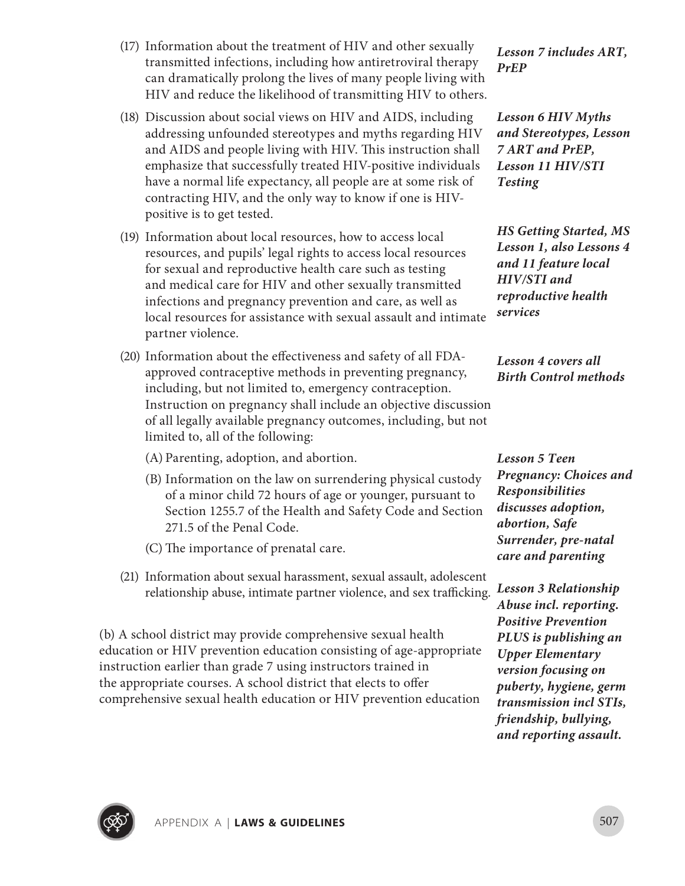(17) Information about the treatment of HIV and other sexually transmitted infections, including how antiretroviral therapy can dramatically prolong the lives of many people living with HIV and reduce the likelihood of transmitting HIV to others.

***Lesson 7 includes ART, PrEP***

(18) Discussion about social views on HIV and AIDS, including addressing unfounded stereotypes and myths regarding HIV and AIDS and people living with HIV. This instruction shall emphasize that successfully treated HIV-positive individuals have a normal life expectancy, all people are at some risk of contracting HIV, and the only way to know if one is HIV-positive is to get tested.

***Lesson 6 HIV Myths and Stereotypes, Lesson 7 ART and PrEP, Lesson 11 HIV/STI Testing***

(19) Information about local resources, how to access local resources, and pupils' legal rights to access local resources for sexual and reproductive health care such as testing and medical care for HIV and other sexually transmitted infections and pregnancy prevention and care, as well as local resources for assistance with sexual assault and intimate partner violence.

***HS Getting Started, MS Lesson 1, also Lessons 4 and 11 feature local HIV/STI and reproductive health services***

(20) Information about the effectiveness and safety of all FDA-approved contraceptive methods in preventing pregnancy, including, but not limited to, emergency contraception. Instruction on pregnancy shall include an objective discussion of all legally available pregnancy outcomes, including, but not limited to, all of the following:

***Lesson 4 covers all Birth Control methods***

- (A) Parenting, adoption, and abortion.
- (B) Information on the law on surrendering physical custody of a minor child 72 hours of age or younger, pursuant to Section 1255.7 of the Health and Safety Code and Section 271.5 of the Penal Code.
- (C) The importance of prenatal care.

***Lesson 5 Teen Pregnancy: Choices and Responsibilities discusses adoption, abortion, Safe Surrender, pre-natal care and parenting***

(21) Information about sexual harassment, sexual assault, adolescent relationship abuse, intimate partner violence, and sex trafficking.

***Lesson 3 Relationship Abuse incl. reporting. Positive Prevention PLUS is publishing an Upper Elementary version focusing on puberty, hygiene, germ transmission incl STIs, friendship, bullying, and reporting assault.***

(b) A school district may provide comprehensive sexual health education or HIV prevention education consisting of age-appropriate instruction earlier than grade 7 using instructors trained in the appropriate courses. A school district that elects to offer comprehensive sexual health education or HIV prevention education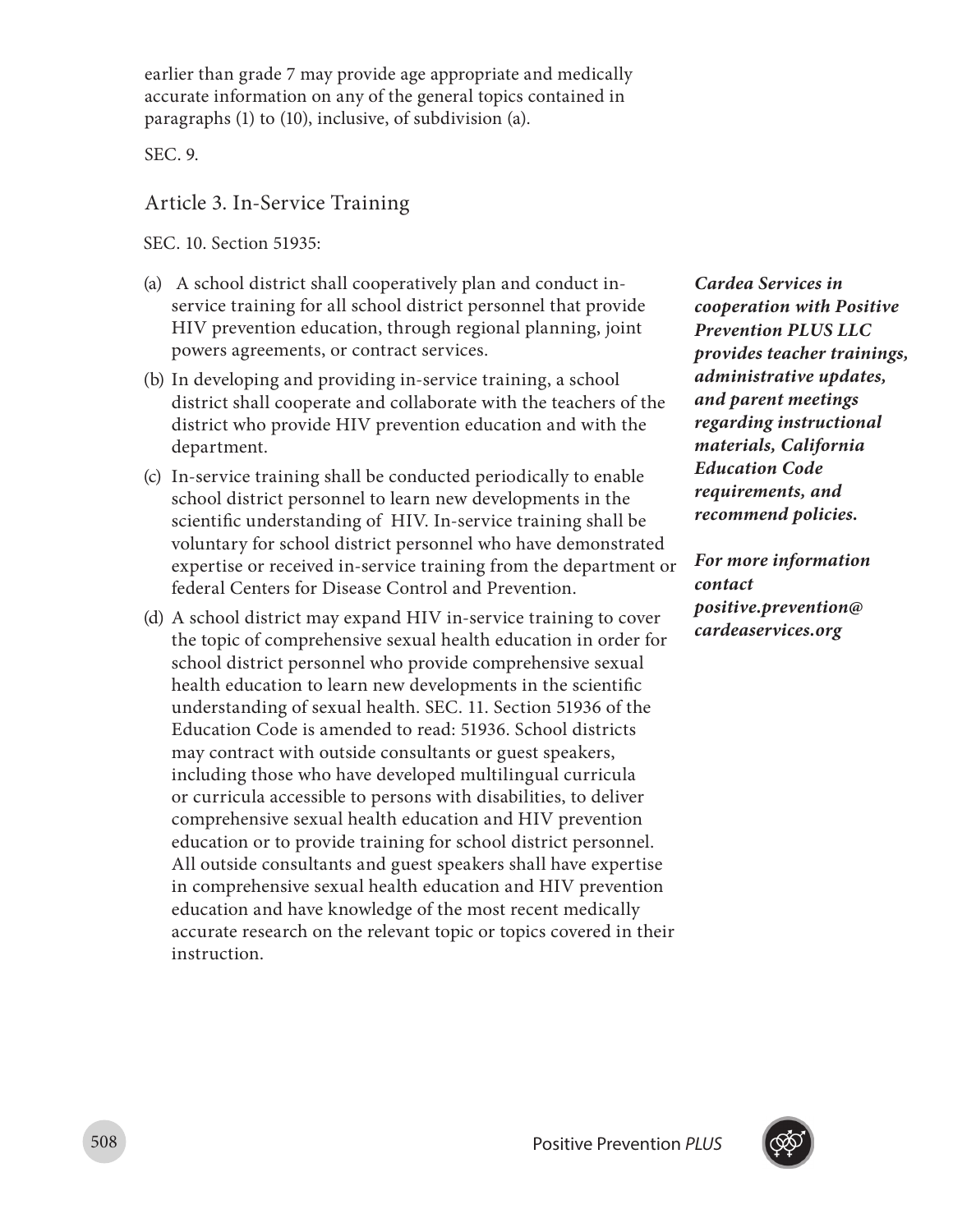earlier than grade 7 may provide age appropriate and medically accurate information on any of the general topics contained in paragraphs (1) to (10), inclusive, of subdivision (a).

SEC. 9.

## Article 3. In-Service Training

SEC. 10. Section 51935:

(a) A school district shall cooperatively plan and conduct in-service training for all school district personnel that provide HIV prevention education, through regional planning, joint powers agreements, or contract services.

(b) In developing and providing in-service training, a school district shall cooperate and collaborate with the teachers of the district who provide HIV prevention education and with the department.

(c) In-service training shall be conducted periodically to enable school district personnel to learn new developments in the scientific understanding of HIV. In-service training shall be voluntary for school district personnel who have demonstrated expertise or received in-service training from the department or federal Centers for Disease Control and Prevention.

(d) A school district may expand HIV in-service training to cover the topic of comprehensive sexual health education in order for school district personnel who provide comprehensive sexual health education to learn new developments in the scientific understanding of sexual health. SEC. 11. Section 51936 of the Education Code is amended to read: 51936. School districts may contract with outside consultants or guest speakers, including those who have developed multilingual curricula or curricula accessible to persons with disabilities, to deliver comprehensive sexual health education and HIV prevention education or to provide training for school district personnel. All outside consultants and guest speakers shall have expertise in comprehensive sexual health education and HIV prevention education and have knowledge of the most recent medically accurate research on the relevant topic or topics covered in their instruction.

***Cardea Services in cooperation with Positive Prevention PLUS LLC provides teacher trainings, administrative updates, and parent meetings regarding instructional materials, California Education Code requirements, and recommend policies.***

***For more information contact positive.prevention@cardeaservices.org***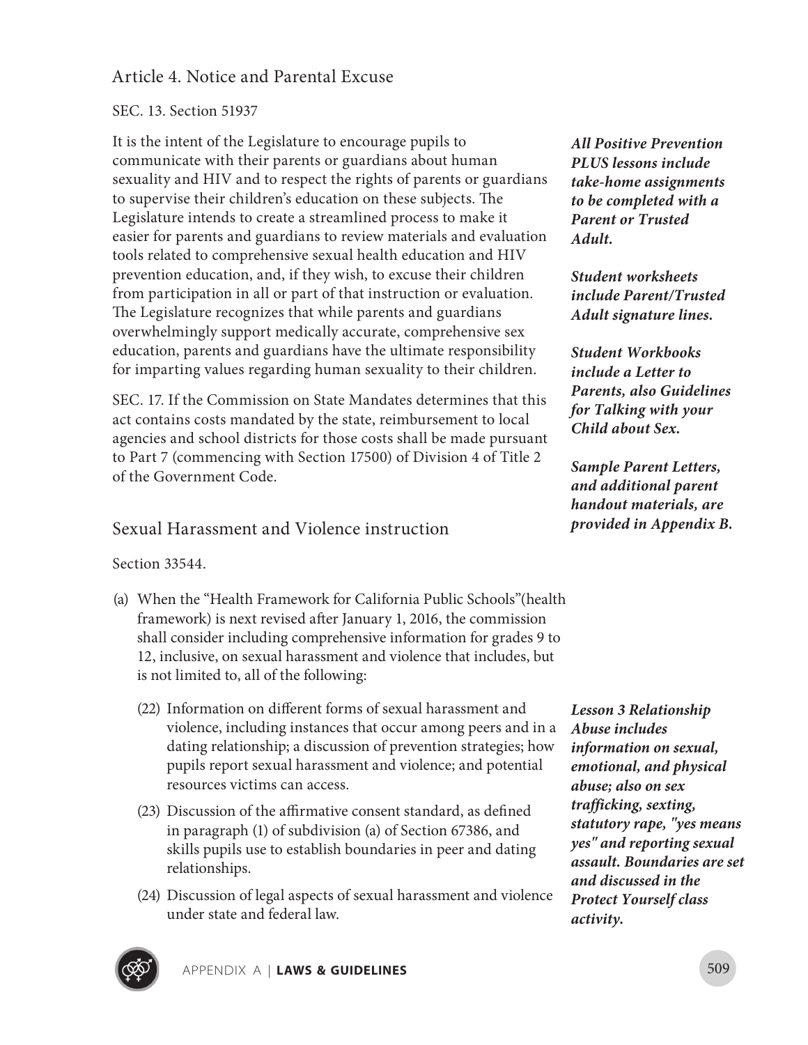## Article 4. Notice and Parental Excuse

SEC. 13. Section 51937

It is the intent of the Legislature to encourage pupils to communicate with their parents or guardians about human sexuality and HIV and to respect the rights of parents or guardians to supervise their children's education on these subjects. The Legislature intends to create a streamlined process to make it easier for parents and guardians to review materials and evaluation tools related to comprehensive sexual health education and HIV prevention education, and, if they wish, to excuse their children from participation in all or part of that instruction or evaluation. The Legislature recognizes that while parents and guardians overwhelmingly support medically accurate, comprehensive sex education, parents and guardians have the ultimate responsibility for imparting values regarding human sexuality to their children.

***All Positive Prevention PLUS lessons include take-home assignments to be completed with a Parent or Trusted Adult.***

***Student worksheets include Parent/Trusted Adult signature lines.***

***Student Workbooks include a Letter to Parents, also Guidelines for Talking with your Child about Sex.***

***Sample Parent Letters, and additional parent handout materials, are provided in Appendix B.***

SEC. 17. If the Commission on State Mandates determines that this act contains costs mandated by the state, reimbursement to local agencies and school districts for those costs shall be made pursuant to Part 7 (commencing with Section 17500) of Division 4 of Title 2 of the Government Code.

## Sexual Harassment and Violence instruction

Section 33544.

(a) When the "Health Framework for California Public Schools"(health framework) is next revised after January 1, 2016, the commission shall consider including comprehensive information for grades 9 to 12, inclusive, on sexual harassment and violence that includes, but is not limited to, all of the following:

(22) Information on different forms of sexual harassment and violence, including instances that occur among peers and in a dating relationship; a discussion of prevention strategies; how pupils report sexual harassment and violence; and potential resources victims can access.

(23) Discussion of the affirmative consent standard, as defined in paragraph (1) of subdivision (a) of Section 67386, and skills pupils use to establish boundaries in peer and dating relationships.

(24) Discussion of legal aspects of sexual harassment and violence under state and federal law.

***Lesson 3 Relationship Abuse includes information on sexual, emotional, and physical abuse; also on sex trafficking, sexting, statutory rape, "yes means yes" and reporting sexual assault. Boundaries are set and discussed in the Protect Yourself class activity.***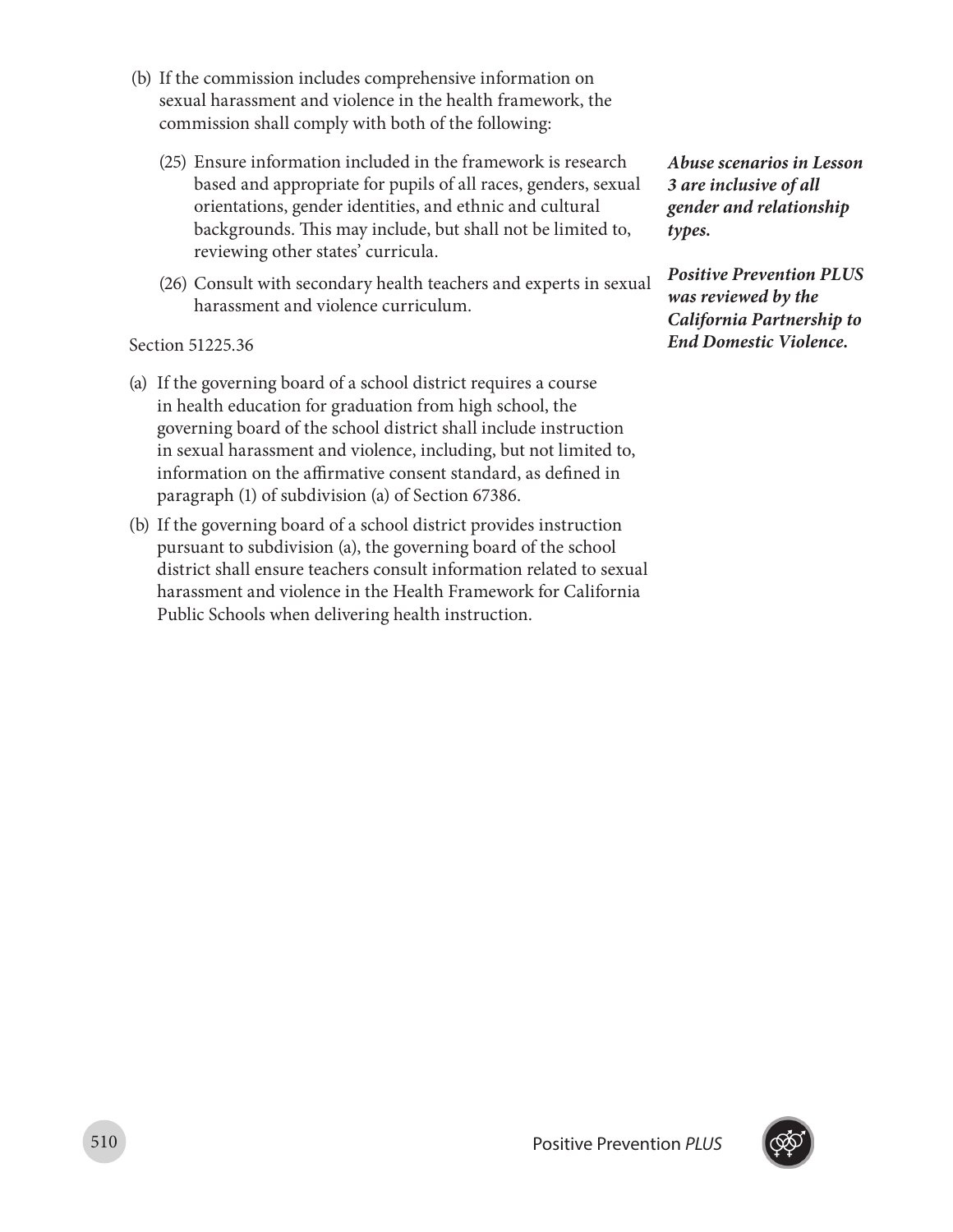(b) If the commission includes comprehensive information on sexual harassment and violence in the health framework, the commission shall comply with both of the following:

  (25) Ensure information included in the framework is research based and appropriate for pupils of all races, genders, sexual orientations, gender identities, and ethnic and cultural backgrounds. This may include, but shall not be limited to, reviewing other states' curricula.

  (26) Consult with secondary health teachers and experts in sexual harassment and violence curriculum.

***Abuse scenarios in Lesson 3 are inclusive of all gender and relationship types.***

***Positive Prevention PLUS was reviewed by the California Partnership to End Domestic Violence.***

Section 51225.36

(a) If the governing board of a school district requires a course in health education for graduation from high school, the governing board of the school district shall include instruction in sexual harassment and violence, including, but not limited to, information on the affirmative consent standard, as defined in paragraph (1) of subdivision (a) of Section 67386.

(b) If the governing board of a school district provides instruction pursuant to subdivision (a), the governing board of the school district shall ensure teachers consult information related to sexual harassment and violence in the Health Framework for California Public Schools when delivering health instruction.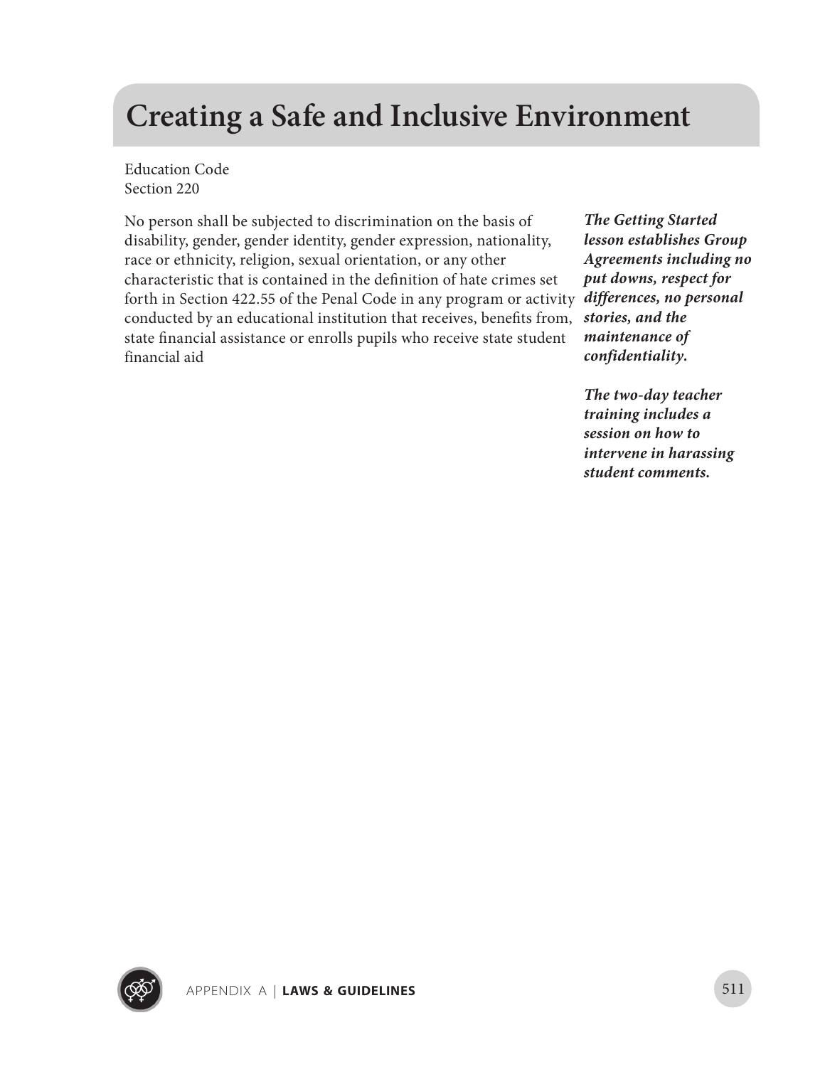# Creating a Safe and Inclusive Environment

Education Code
Section 220

No person shall be subjected to discrimination on the basis of disability, gender, gender identity, gender expression, nationality, race or ethnicity, religion, sexual orientation, or any other characteristic that is contained in the definition of hate crimes set forth in Section 422.55 of the Penal Code in any program or activity conducted by an educational institution that receives, benefits from, state financial assistance or enrolls pupils who receive state student financial aid

***The Getting Started lesson establishes Group Agreements including no put downs, respect for differences, no personal stories, and the maintenance of confidentiality.***

***The two-day teacher training includes a session on how to intervene in harassing student comments.***